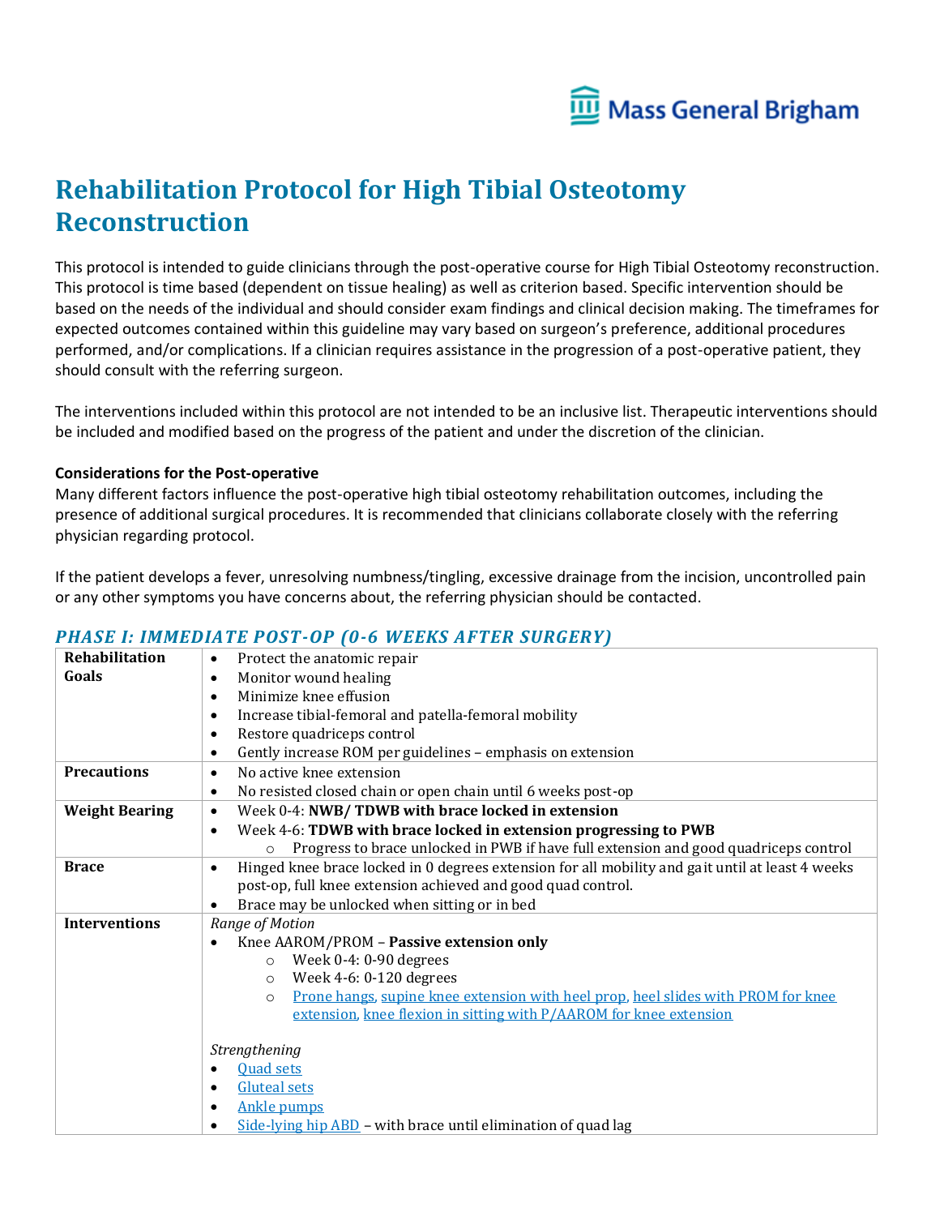# Rehabilitation Protocol for High Tibial Osteotomy Reconstruction

This protocol is intended to guide clinicians through the post-operative course for High Tibial Osteotomy reconstruction. This protocol is time based (dependent on tissue healing) as well as criterion based. Specific intervention should be based on the needs of the individual and should consider exam findings and clinical decision making. The timeframes for expected outcomes contained within this guideline may vary based on surgeon's preference, additional procedures performed, and/or complications. If a clinician requires assistance in the progression of a post-operative patient, they should consult with the referring surgeon.

The interventions included within this protocol are not intended to be an inclusive list. Therapeutic interventions should be included and modified based on the progress of the patient and under the discretion of the clinician.

**Considerations for the Post-operative**

Many different factors influence the post-operative high tibial osteotomy rehabilitation outcomes, including the presence of additional surgical procedures. It is recommended that clinicians collaborate closely with the referring physician regarding protocol.

If the patient develops a fever, unresolving numbness/tingling, excessive drainage from the incision, uncontrolled pain or any other symptoms you have concerns about, the referring physician should be contacted.

## PHASE I: IMMEDIATE POST-OP (0-6 WEEKS AFTER SURGERY)

| | |
|---|---|
| **Rehabilitation Goals** | • Protect the anatomic repair<br>• Monitor wound healing<br>• Minimize knee effusion<br>• Increase tibial-femoral and patella-femoral mobility<br>• Restore quadriceps control<br>• Gently increase ROM per guidelines – emphasis on extension |
| **Precautions** | • No active knee extension<br>• No resisted closed chain or open chain until 6 weeks post-op |
| **Weight Bearing** | • Week 0-4: **NWB/ TDWB with brace locked in extension**<br>• Week 4-6: **TDWB with brace locked in extension progressing to PWB**<br>  ○ Progress to brace unlocked in PWB if have full extension and good quadriceps control |
| **Brace** | • Hinged knee brace locked in 0 degrees extension for all mobility and gait until at least 4 weeks post-op, full knee extension achieved and good quad control.<br>• Brace may be unlocked when sitting or in bed |
| **Interventions** | *Range of Motion*<br>• Knee AAROM/PROM – **Passive extension only**<br>  ○ Week 0-4: 0-90 degrees<br>  ○ Week 4-6: 0-120 degrees<br>  ○ Prone hangs, supine knee extension with heel prop, heel slides with PROM for knee extension, knee flexion in sitting with P/AAROM for knee extension<br><br>*Strengthening*<br>• Quad sets<br>• Gluteal sets<br>• Ankle pumps<br>• Side-lying hip ABD – with brace until elimination of quad lag |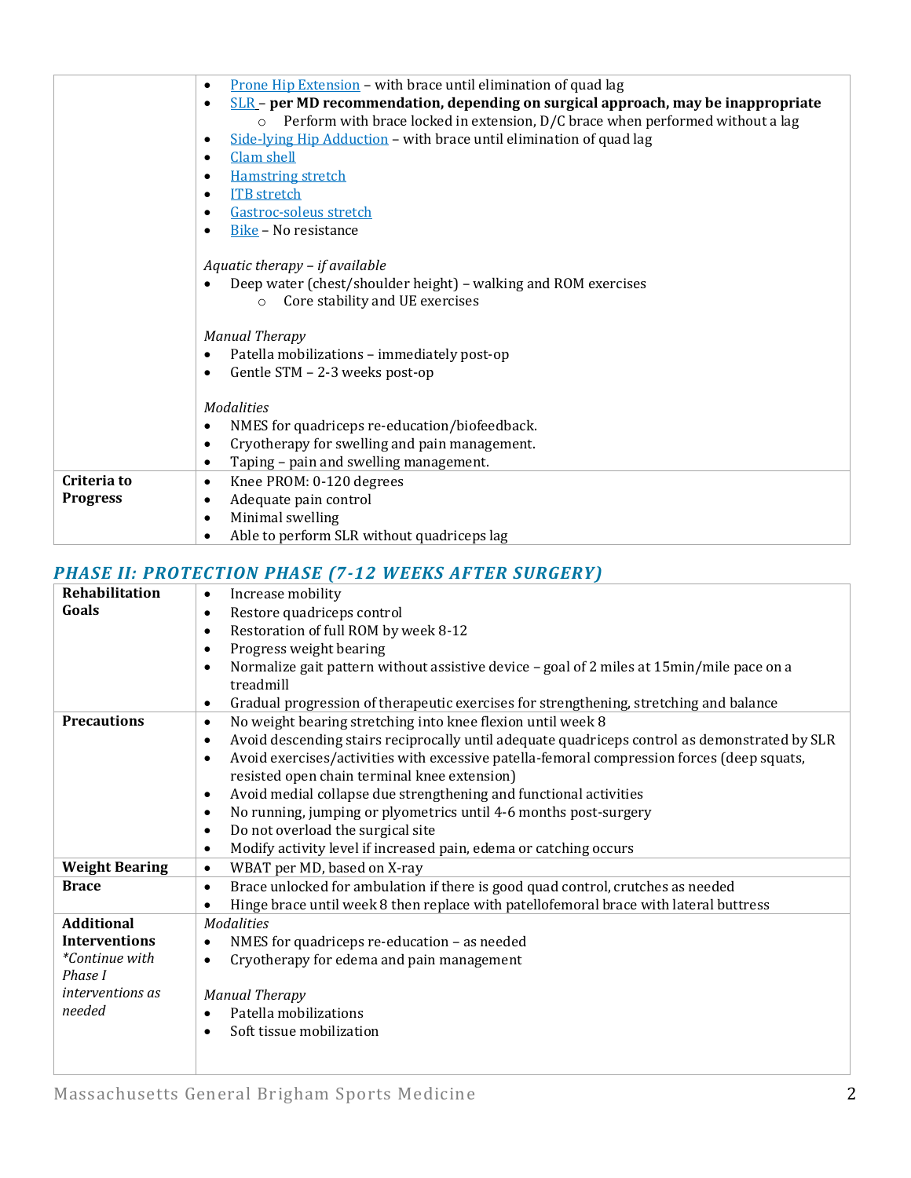| | |
|---|---|
| | • Prone Hip Extension – with brace until elimination of quad lag<br>• SLR – **per MD recommendation, depending on surgical approach, may be inappropriate**<br>  ○ Perform with brace locked in extension, D/C brace when performed without a lag<br>• Side-lying Hip Adduction – with brace until elimination of quad lag<br>• Clam shell<br>• Hamstring stretch<br>• ITB stretch<br>• Gastroc-soleus stretch<br>• Bike – No resistance<br><br>*Aquatic therapy – if available*<br>• Deep water (chest/shoulder height) – walking and ROM exercises<br>  ○ Core stability and UE exercises<br><br>*Manual Therapy*<br>• Patella mobilizations – immediately post-op<br>• Gentle STM – 2-3 weeks post-op<br><br>*Modalities*<br>• NMES for quadriceps re-education/biofeedback.<br>• Cryotherapy for swelling and pain management.<br>• Taping – pain and swelling management. |
| **Criteria to Progress** | • Knee PROM: 0-120 degrees<br>• Adequate pain control<br>• Minimal swelling<br>• Able to perform SLR without quadriceps lag |

## *PHASE II: PROTECTION PHASE (7-12 WEEKS AFTER SURGERY)*

| | |
|---|---|
| **Rehabilitation Goals** | • Increase mobility<br>• Restore quadriceps control<br>• Restoration of full ROM by week 8-12<br>• Progress weight bearing<br>• Normalize gait pattern without assistive device – goal of 2 miles at 15min/mile pace on a treadmill<br>• Gradual progression of therapeutic exercises for strengthening, stretching and balance |
| **Precautions** | • No weight bearing stretching into knee flexion until week 8<br>• Avoid descending stairs reciprocally until adequate quadriceps control as demonstrated by SLR<br>• Avoid exercises/activities with excessive patella-femoral compression forces (deep squats, resisted open chain terminal knee extension)<br>• Avoid medial collapse due strengthening and functional activities<br>• No running, jumping or plyometrics until 4-6 months post-surgery<br>• Do not overload the surgical site<br>• Modify activity level if increased pain, edema or catching occurs |
| **Weight Bearing** | • WBAT per MD, based on X-ray |
| **Brace** | • Brace unlocked for ambulation if there is good quad control, crutches as needed<br>• Hinge brace until week 8 then replace with patellofemoral brace with lateral buttress |
| **Additional Interventions**<br>*\*Continue with Phase I interventions as needed* | *Modalities*<br>• NMES for quadriceps re-education – as needed<br>• Cryotherapy for edema and pain management<br><br>*Manual Therapy*<br>• Patella mobilizations<br>• Soft tissue mobilization |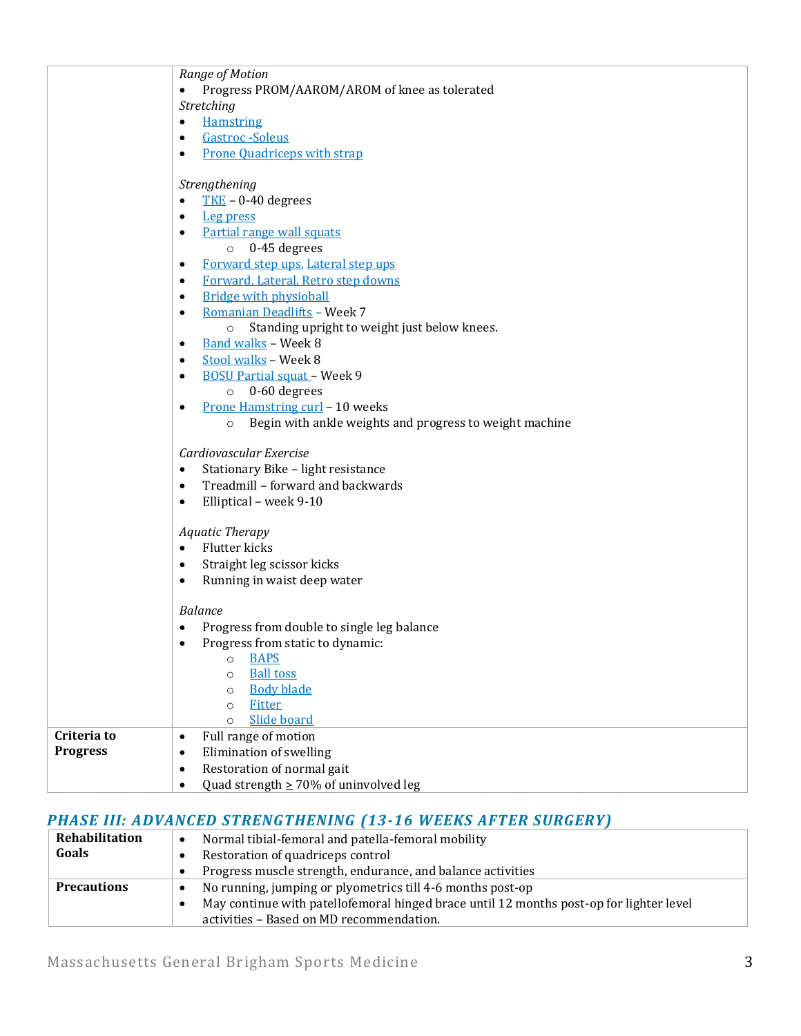| | |
|---|---|
| | *Range of Motion*<br>• Progress PROM/AAROM/AROM of knee as tolerated<br>*Stretching*<br>• Hamstring<br>• Gastroc -Soleus<br>• Prone Quadriceps with strap<br><br>*Strengthening*<br>• TKE – 0-40 degrees<br>• Leg press<br>• Partial range wall squats<br>  ○ 0-45 degrees<br>• Forward step ups, Lateral step ups<br>• Forward, Lateral, Retro step downs<br>• Bridge with physioball<br>• Romanian Deadlifts – Week 7<br>  ○ Standing upright to weight just below knees.<br>• Band walks – Week 8<br>• Stool walks – Week 8<br>• BOSU Partial squat – Week 9<br>  ○ 0-60 degrees<br>• Prone Hamstring curl – 10 weeks<br>  ○ Begin with ankle weights and progress to weight machine<br><br>*Cardiovascular Exercise*<br>• Stationary Bike – light resistance<br>• Treadmill – forward and backwards<br>• Elliptical – week 9-10<br><br>*Aquatic Therapy*<br>• Flutter kicks<br>• Straight leg scissor kicks<br>• Running in waist deep water<br><br>*Balance*<br>• Progress from double to single leg balance<br>• Progress from static to dynamic:<br>  ○ BAPS<br>  ○ Ball toss<br>  ○ Body blade<br>  ○ Fitter<br>  ○ Slide board |
| **Criteria to Progress** | • Full range of motion<br>• Elimination of swelling<br>• Restoration of normal gait<br>• Quad strength ≥ 70% of uninvolved leg |

## *PHASE III: ADVANCED STRENGTHENING (13-16 WEEKS AFTER SURGERY)*

| | |
|---|---|
| **Rehabilitation Goals** | • Normal tibial-femoral and patella-femoral mobility<br>• Restoration of quadriceps control<br>• Progress muscle strength, endurance, and balance activities |
| **Precautions** | • No running, jumping or plyometrics till 4-6 months post-op<br>• May continue with patellofemoral hinged brace until 12 months post-op for lighter level activities – Based on MD recommendation. |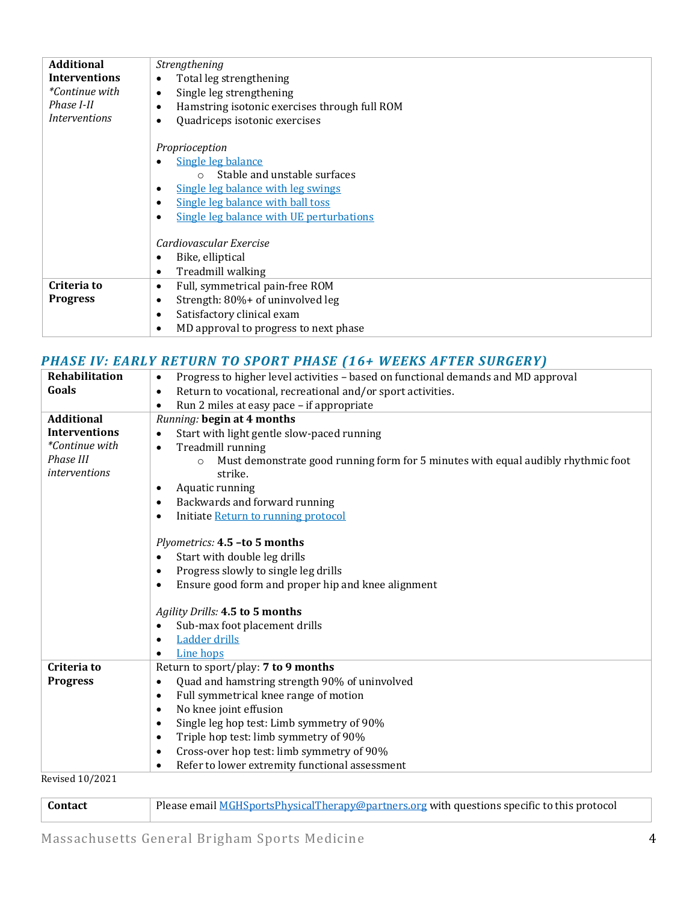| | |
|---|---|
| **Additional Interventions** *\*Continue with Phase I-II Interventions* | *Strengthening*<br>• Total leg strengthening<br>• Single leg strengthening<br>• Hamstring isotonic exercises through full ROM<br>• Quadriceps isotonic exercises<br><br>*Proprioception*<br>• Single leg balance<br>&nbsp;&nbsp;&nbsp;&nbsp;○ Stable and unstable surfaces<br>• Single leg balance with leg swings<br>• Single leg balance with ball toss<br>• Single leg balance with UE perturbations<br><br>*Cardiovascular Exercise*<br>• Bike, elliptical<br>• Treadmill walking |
| **Criteria to Progress** | • Full, symmetrical pain-free ROM<br>• Strength: 80%+ of uninvolved leg<br>• Satisfactory clinical exam<br>• MD approval to progress to next phase |

## *PHASE IV: EARLY RETURN TO SPORT PHASE (16+ WEEKS AFTER SURGERY)*

| | |
|---|---|
| **Rehabilitation Goals** | • Progress to higher level activities – based on functional demands and MD approval<br>• Return to vocational, recreational and/or sport activities.<br>• Run 2 miles at easy pace – if appropriate |
| **Additional Interventions** *\*Continue with Phase III interventions* | *Running:* **begin at 4 months**<br>• Start with light gentle slow-paced running<br>• Treadmill running<br>&nbsp;&nbsp;&nbsp;&nbsp;○ Must demonstrate good running form for 5 minutes with equal audibly rhythmic foot strike.<br>• Aquatic running<br>• Backwards and forward running<br>• Initiate Return to running protocol<br><br>*Plyometrics:* **4.5 –to 5 months**<br>• Start with double leg drills<br>• Progress slowly to single leg drills<br>• Ensure good form and proper hip and knee alignment<br><br>*Agility Drills:* **4.5 to 5 months**<br>• Sub-max foot placement drills<br>• Ladder drills<br>• Line hops |
| **Criteria to Progress** | Return to sport/play: **7 to 9 months**<br>• Quad and hamstring strength 90% of uninvolved<br>• Full symmetrical knee range of motion<br>• No knee joint effusion<br>• Single leg hop test: Limb symmetry of 90%<br>• Triple hop test: limb symmetry of 90%<br>• Cross-over hop test: limb symmetry of 90%<br>• Refer to lower extremity functional assessment |

Revised 10/2021

| | |
|---|---|
| **Contact** | Please email MGHSportsPhysicalTherapy@partners.org with questions specific to this protocol |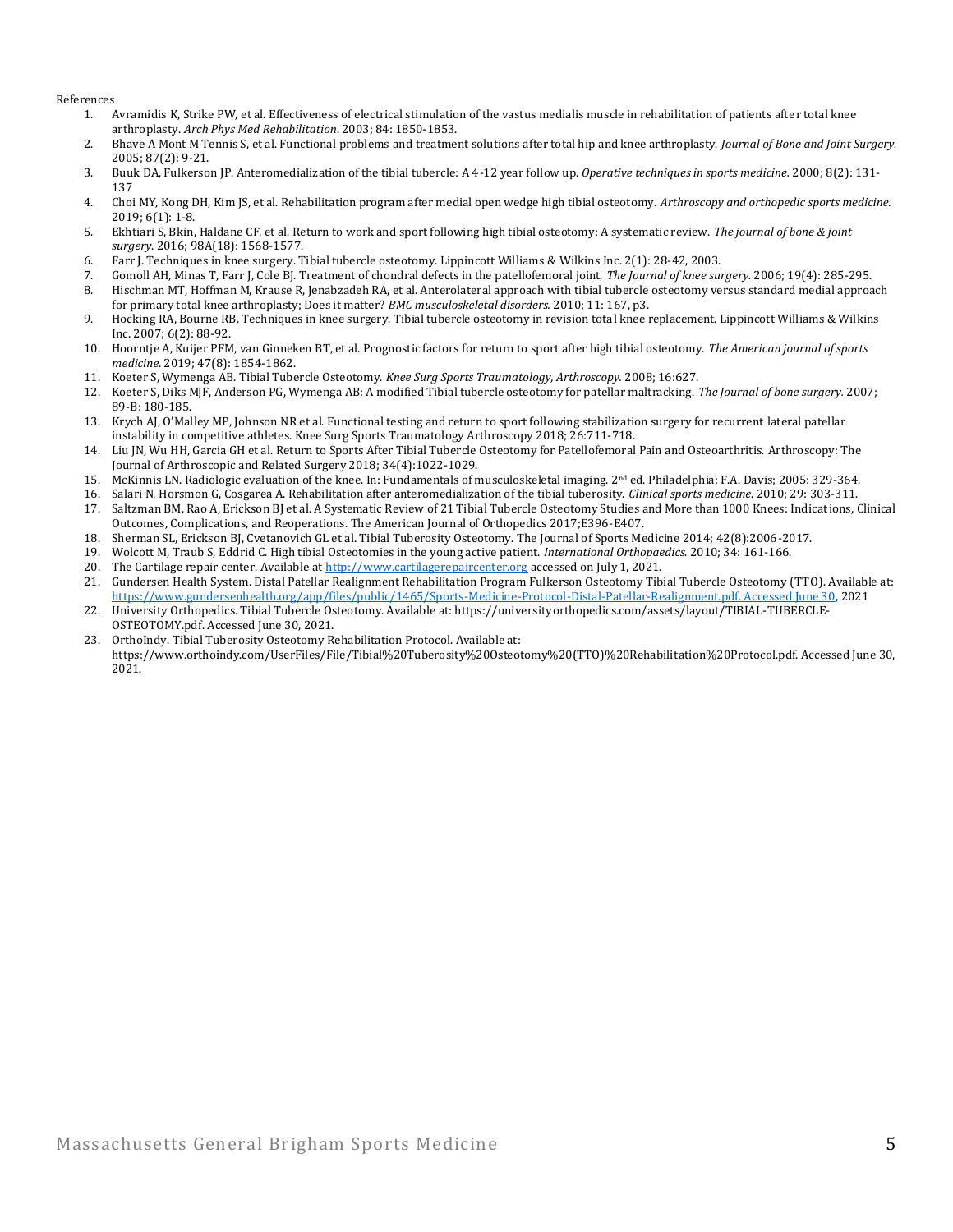References

1. Avramidis K, Strike PW, et al. Effectiveness of electrical stimulation of the vastus medialis muscle in rehabilitation of patients after total knee arthroplasty. *Arch Phys Med Rehabilitation*. 2003; 84: 1850-1853.
2. Bhave A Mont M Tennis S, et al. Functional problems and treatment solutions after total hip and knee arthroplasty. *Journal of Bone and Joint Surgery.* 2005; 87(2): 9-21.
3. Buuk DA, Fulkerson JP. Anteromedialization of the tibial tubercle: A 4-12 year follow up. *Operative techniques in sports medicine.* 2000; 8(2): 131-137
4. Choi MY, Kong DH, Kim JS, et al. Rehabilitation program after medial open wedge high tibial osteotomy. *Arthroscopy and orthopedic sports medicine.* 2019; 6(1): 1-8.
5. Ekhtiari S, Bkin, Haldane CF, et al. Return to work and sport following high tibial osteotomy: A systematic review. *The journal of bone & joint surgery.* 2016; 98A(18): 1568-1577.
6. Farr J. Techniques in knee surgery. Tibial tubercle osteotomy. Lippincott Williams & Wilkins Inc. 2(1): 28-42, 2003.
7. Gomoll AH, Minas T, Farr J, Cole BJ. Treatment of chondral defects in the patellofemoral joint. *The Journal of knee surgery.* 2006; 19(4): 285-295.
8. Hischman MT, Hoffman M, Krause R, Jenabzadeh RA, et al. Anterolateral approach with tibial tubercle osteotomy versus standard medial approach for primary total knee arthroplasty; Does it matter? *BMC musculoskeletal disorders.* 2010; 11: 167, p3.
9. Hocking RA, Bourne RB. Techniques in knee surgery. Tibial tubercle osteotomy in revision total knee replacement. Lippincott Williams & Wilkins Inc. 2007; 6(2): 88-92.
10. Hoorntje A, Kuijer PFM, van Ginneken BT, et al. Prognostic factors for return to sport after high tibial osteotomy. *The American journal of sports medicine.* 2019; 47(8): 1854-1862.
11. Koeter S, Wymenga AB. Tibial Tubercle Osteotomy. *Knee Surg Sports Traumatology, Arthroscopy.* 2008; 16:627.
12. Koeter S, Diks MJF, Anderson PG, Wymenga AB: A modified Tibial tubercle osteotomy for patellar maltracking. *The Journal of bone surgery.* 2007; 89-B: 180-185.
13. Krych AJ, O'Malley MP, Johnson NR et al. Functional testing and return to sport following stabilization surgery for recurrent lateral patellar instability in competitive athletes. Knee Surg Sports Traumatology Arthroscopy 2018; 26:711-718.
14. Liu JN, Wu HH, Garcia GH et al. Return to Sports After Tibial Tubercle Osteotomy for Patellofemoral Pain and Osteoarthritis. Arthroscopy: The Journal of Arthroscopic and Related Surgery 2018; 34(4):1022-1029.
15. McKinnis LN. Radiologic evaluation of the knee. In: Fundamentals of musculoskeletal imaging. 2nd ed. Philadelphia: F.A. Davis; 2005: 329-364.
16. Salari N, Horsmon G, Cosgarea A. Rehabilitation after anteromedialization of the tibial tuberosity. *Clinical sports medicine.* 2010; 29: 303-311.
17. Saltzman BM, Rao A, Erickson BJ et al. A Systematic Review of 21 Tibial Tubercle Osteotomy Studies and More than 1000 Knees: Indications, Clinical Outcomes, Complications, and Reoperations. The American Journal of Orthopedics 2017;E396-E407.
18. Sherman SL, Erickson BJ, Cvetanovich GL et al. Tibial Tuberosity Osteotomy. The Journal of Sports Medicine 2014; 42(8):2006-2017.
19. Wolcott M, Traub S, Eddrid C. High tibial Osteotomies in the young active patient. *International Orthopaedics.* 2010; 34: 161-166.
20. The Cartilage repair center. Available at http://www.cartilagerepaircenter.org accessed on July 1, 2021.
21. Gundersen Health System. Distal Patellar Realignment Rehabilitation Program Fulkerson Osteotomy Tibial Tubercle Osteotomy (TTO). Available at: https://www.gundersenhealth.org/app/files/public/1465/Sports-Medicine-Protocol-Distal-Patellar-Realignment.pdf. Accessed June 30, 2021
22. University Orthopedics. Tibial Tubercle Osteotomy. Available at: https://universityorthopedics.com/assets/layout/TIBIAL-TUBERCLE-OSTEOTOMY.pdf. Accessed June 30, 2021.
23. OrthoIndy. Tibial Tuberosity Osteotomy Rehabilitation Protocol. Available at: https://www.orthoindy.com/UserFiles/File/Tibial%20Tuberosity%20Osteotomy%20(TTO)%20Rehabilitation%20Protocol.pdf. Accessed June 30, 2021.